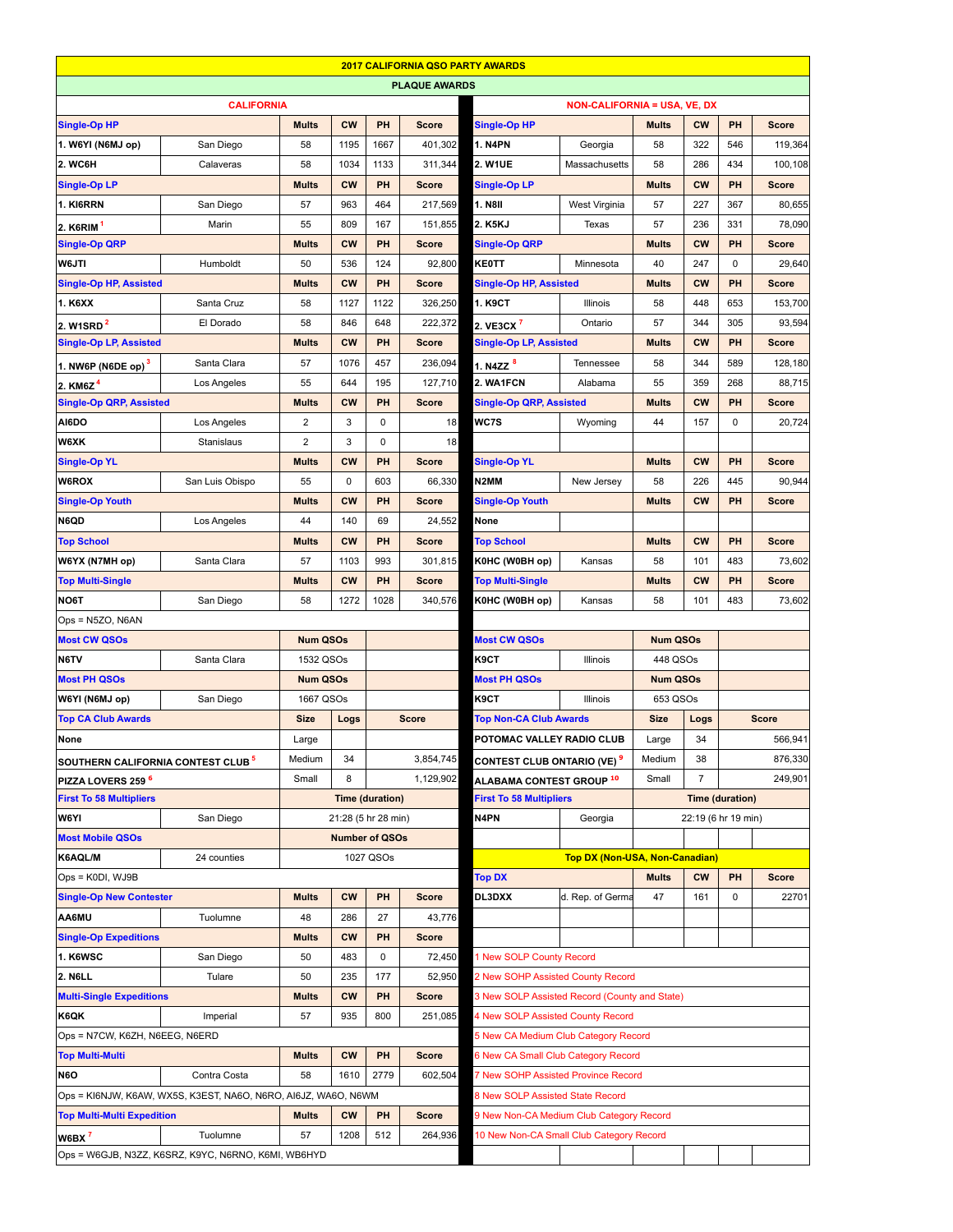# 2017 CALIFORNIA QSO PARTY AWARDS

## PLAQUE AWARDS

### CALIFORNIA

| Single-Op HP | | Mults | CW | PH | Score |
|---|---|---|---|---|---|
| 1. W6YI (N6MJ op) | San Diego | 58 | 1195 | 1667 | 401,302 |
| 2. WC6H | Calaveras | 58 | 1034 | 1133 | 311,344 |
| **Single-Op LP** | | **Mults** | **CW** | **PH** | **Score** |
| 1. KI6RRN | San Diego | 57 | 963 | 464 | 217,569 |
| 2. K6RIM [1] | Marin | 55 | 809 | 167 | 151,855 |
| **Single-Op QRP** | | **Mults** | **CW** | **PH** | **Score** |
| W6JTI | Humboldt | 50 | 536 | 124 | 92,800 |
| **Single-Op HP, Assisted** | | **Mults** | **CW** | **PH** | **Score** |
| 1. K6XX | Santa Cruz | 58 | 1127 | 1122 | 326,250 |
| 2. W1SRD [2] | El Dorado | 58 | 846 | 648 | 222,372 |
| **Single-Op LP, Assisted** | | **Mults** | **CW** | **PH** | **Score** |
| 1. NW6P (N6DE op) [3] | Santa Clara | 57 | 1076 | 457 | 236,094 |
| 2. KM6Z [4] | Los Angeles | 55 | 644 | 195 | 127,710 |
| **Single-Op QRP, Assisted** | | **Mults** | **CW** | **PH** | **Score** |
| AI6DO | Los Angeles | 2 | 3 | 0 | 18 |
| W6XK | Stanislaus | 2 | 3 | 0 | 18 |
| **Single-Op YL** | | **Mults** | **CW** | **PH** | **Score** |
| W6ROX | San Luis Obispo | 55 | 0 | 603 | 66,330 |
| **Single-Op Youth** | | **Mults** | **CW** | **PH** | **Score** |
| N6QD | Los Angeles | 44 | 140 | 69 | 24,552 |
| **Top School** | | **Mults** | **CW** | **PH** | **Score** |
| W6YX (N7MH op) | Santa Clara | 57 | 1103 | 993 | 301,815 |
| **Top Multi-Single** | | **Mults** | **CW** | **PH** | **Score** |
| NO6T | San Diego | 58 | 1272 | 1028 | 340,576 |
| Ops = N5ZO, N6AN | | | | | |
| **Most CW QSOs** | | **Num QSOs** | | | |
| N6TV | Santa Clara | 1532 QSOs | | | |
| **Most PH QSOs** | | **Num QSOs** | | | |
| W6YI (N6MJ op) | San Diego | 1667 QSOs | | | |
| **Top CA Club Awards** | | **Size** | **Logs** | | **Score** |
| None | | Large | | | |
| SOUTHERN CALIFORNIA CONTEST CLUB [5] | | Medium | 34 | | 3,854,745 |
| PIZZA LOVERS 259 [6] | | Small | 8 | | 1,129,902 |
| **First To 58 Multipliers** | | **Time (duration)** | | | |
| W6YI | San Diego | 21:28 (5 hr 28 min) | | | |
| **Most Mobile QSOs** | | **Number of QSOs** | | | |
| K6AQL/M | 24 counties | 1027 QSOs | | | |
| Ops = K0DI, WJ9B | | | | | |
| **Single-Op New Contester** | | **Mults** | **CW** | **PH** | **Score** |
| AA6MU | Tuolumne | 48 | 286 | 27 | 43,776 |
| **Single-Op Expeditions** | | **Mults** | **CW** | **PH** | **Score** |
| 1. K6WSC | San Diego | 50 | 483 | 0 | 72,450 |
| 2. N6LL | Tulare | 50 | 235 | 177 | 52,950 |
| **Multi-Single Expeditions** | | **Mults** | **CW** | **PH** | **Score** |
| K6QK | Imperial | 57 | 935 | 800 | 251,085 |
| Ops = N7CW, K6ZH, N6EEG, N6ERD | | | | | |
| **Top Multi-Multi** | | **Mults** | **CW** | **PH** | **Score** |
| N6O | Contra Costa | 58 | 1610 | 2779 | 602,504 |
| Ops = KI6NJW, K6AW, WX5S, K3EST, NA6O, N6RO, AI6JZ, WA6O, N6WM | | | | | |
| **Top Multi-Multi Expedition** | | **Mults** | **CW** | **PH** | **Score** |
| W6BX [7] | Tuolumne | 57 | 1208 | 512 | 264,936 |
| Ops = W6GJB, N3ZZ, K6SRZ, K9YC, N6RNO, K6MI, WB6HYD | | | | | |

### NON-CALIFORNIA = USA, VE, DX

| Single-Op HP | | Mults | CW | PH | Score |
|---|---|---|---|---|---|
| 1. N4PN | Georgia | 58 | 322 | 546 | 119,364 |
| 2. W1UE | Massachusetts | 58 | 286 | 434 | 100,108 |
| **Single-Op LP** | | **Mults** | **CW** | **PH** | **Score** |
| 1. N8II | West Virginia | 57 | 227 | 367 | 80,655 |
| 2. K5KJ | Texas | 57 | 236 | 331 | 78,090 |
| **Single-Op QRP** | | **Mults** | **CW** | **PH** | **Score** |
| KE0TT | Minnesota | 40 | 247 | 0 | 29,640 |
| **Single-Op HP, Assisted** | | **Mults** | **CW** | **PH** | **Score** |
| 1. K9CT | Illinois | 58 | 448 | 653 | 153,700 |
| 2. VE3CX [7] | Ontario | 57 | 344 | 305 | 93,594 |
| **Single-Op LP, Assisted** | | **Mults** | **CW** | **PH** | **Score** |
| 1. N4ZZ [8] | Tennessee | 58 | 344 | 589 | 128,180 |
| 2. WA1FCN | Alabama | 55 | 359 | 268 | 88,715 |
| **Single-Op QRP, Assisted** | | **Mults** | **CW** | **PH** | **Score** |
| WC7S | Wyoming | 44 | 157 | 0 | 20,724 |
| **Single-Op YL** | | **Mults** | **CW** | **PH** | **Score** |
| N2MM | New Jersey | 58 | 226 | 445 | 90,944 |
| **Single-Op Youth** | | **Mults** | **CW** | **PH** | **Score** |
| None | | | | | |
| **Top School** | | **Mults** | **CW** | **PH** | **Score** |
| K0HC (W0BH op) | Kansas | 58 | 101 | 483 | 73,602 |
| **Top Multi-Single** | | **Mults** | **CW** | **PH** | **Score** |
| K0HC (W0BH op) | Kansas | 58 | 101 | 483 | 73,602 |
| **Most CW QSOs** | | **Num QSOs** | | | |
| K9CT | Illinois | 448 QSOs | | | |
| **Most PH QSOs** | | **Num QSOs** | | | |
| K9CT | Illinois | 653 QSOs | | | |
| **Top Non-CA Club Awards** | | **Size** | **Logs** | | **Score** |
| POTOMAC VALLEY RADIO CLUB | | Large | 34 | | 566,941 |
| CONTEST CLUB ONTARIO (VE) [9] | | Medium | 38 | | 876,330 |
| ALABAMA CONTEST GROUP [10] | | Small | 7 | | 249,901 |
| **First To 58 Multipliers** | | **Time (duration)** | | | |
| N4PN | Georgia | 22:19 (6 hr 19 min) | | | |

### Top DX (Non-USA, Non-Canadian)

| Top DX | | Mults | CW | PH | Score |
|---|---|---|---|---|---|
| DL3DXX | d. Rep. of Germa | 47 | 161 | 0 | 22701 |

1 New SOLP County Record
2 New SOHP Assisted County Record
3 New SOLP Assisted Record (County and State)
4 New SOLP Assisted County Record
5 New CA Medium Club Category Record
6 New CA Small Club Category Record
7 New SOHP Assisted Province Record
8 New SOLP Assisted State Record
9 New Non-CA Medium Club Category Record
10 New Non-CA Small Club Category Record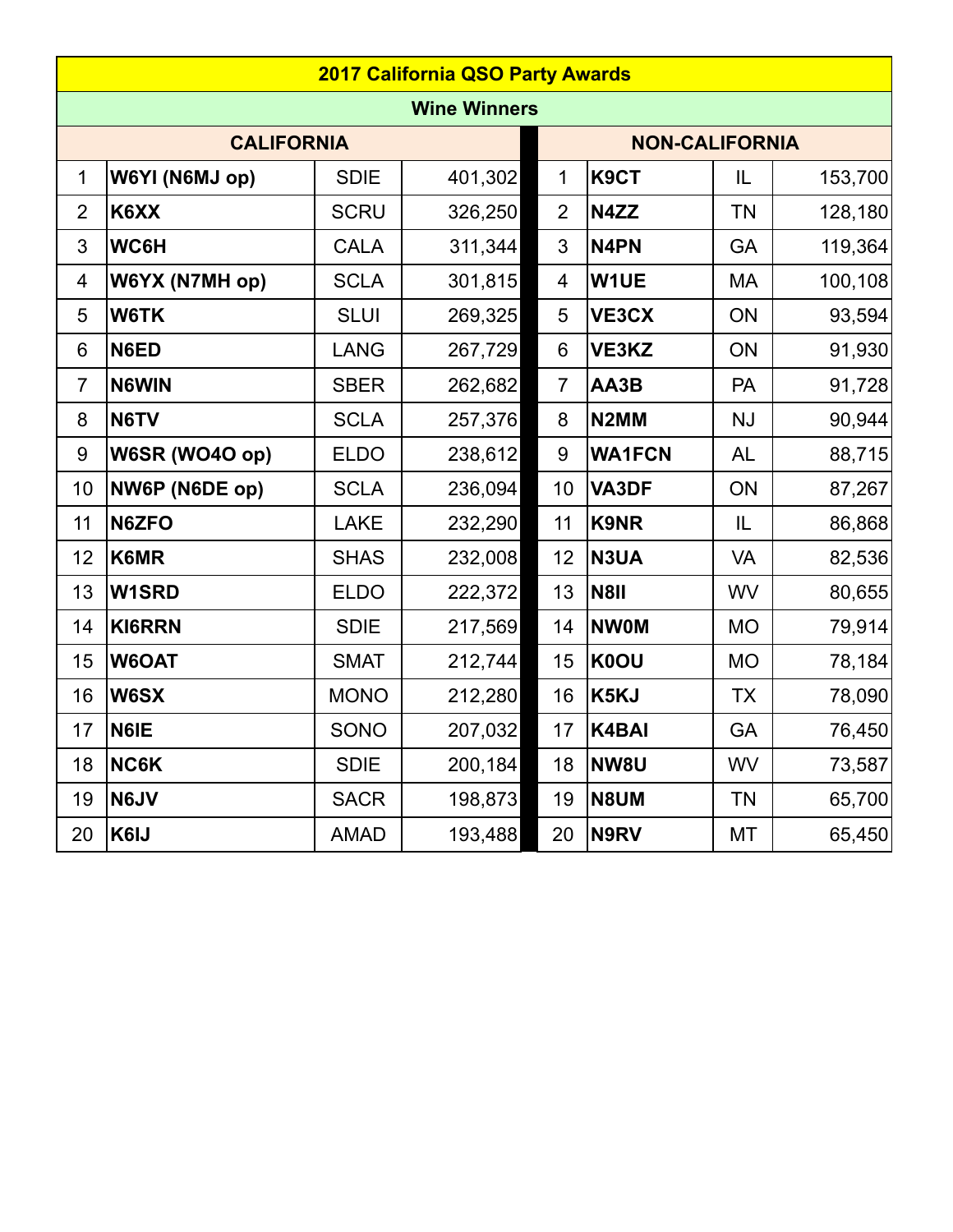## 2017 California QSO Party Awards

### Wine Winners

| CALIFORNIA | | | | NON-CALIFORNIA | | | |
|---|---|---|---|---|---|---|---|
| 1 | **W6YI (N6MJ op)** | SDIE | 401,302 | 1 | **K9CT** | IL | 153,700 |
| 2 | **K6XX** | SCRU | 326,250 | 2 | **N4ZZ** | TN | 128,180 |
| 3 | **WC6H** | CALA | 311,344 | 3 | **N4PN** | GA | 119,364 |
| 4 | **W6YX (N7MH op)** | SCLA | 301,815 | 4 | **W1UE** | MA | 100,108 |
| 5 | **W6TK** | SLUI | 269,325 | 5 | **VE3CX** | ON | 93,594 |
| 6 | **N6ED** | LANG | 267,729 | 6 | **VE3KZ** | ON | 91,930 |
| 7 | **N6WIN** | SBER | 262,682 | 7 | **AA3B** | PA | 91,728 |
| 8 | **N6TV** | SCLA | 257,376 | 8 | **N2MM** | NJ | 90,944 |
| 9 | **W6SR (WO4O op)** | ELDO | 238,612 | 9 | **WA1FCN** | AL | 88,715 |
| 10 | **NW6P (N6DE op)** | SCLA | 236,094 | 10 | **VA3DF** | ON | 87,267 |
| 11 | **N6ZFO** | LAKE | 232,290 | 11 | **K9NR** | IL | 86,868 |
| 12 | **K6MR** | SHAS | 232,008 | 12 | **N3UA** | VA | 82,536 |
| 13 | **W1SRD** | ELDO | 222,372 | 13 | **N8II** | WV | 80,655 |
| 14 | **KI6RRN** | SDIE | 217,569 | 14 | **NW0M** | MO | 79,914 |
| 15 | **W6OAT** | SMAT | 212,744 | 15 | **K0OU** | MO | 78,184 |
| 16 | **W6SX** | MONO | 212,280 | 16 | **K5KJ** | TX | 78,090 |
| 17 | **N6IE** | SONO | 207,032 | 17 | **K4BAI** | GA | 76,450 |
| 18 | **NC6K** | SDIE | 200,184 | 18 | **NW8U** | WV | 73,587 |
| 19 | **N6JV** | SACR | 198,873 | 19 | **N8UM** | TN | 65,700 |
| 20 | **K6IJ** | AMAD | 193,488 | 20 | **N9RV** | MT | 65,450 |